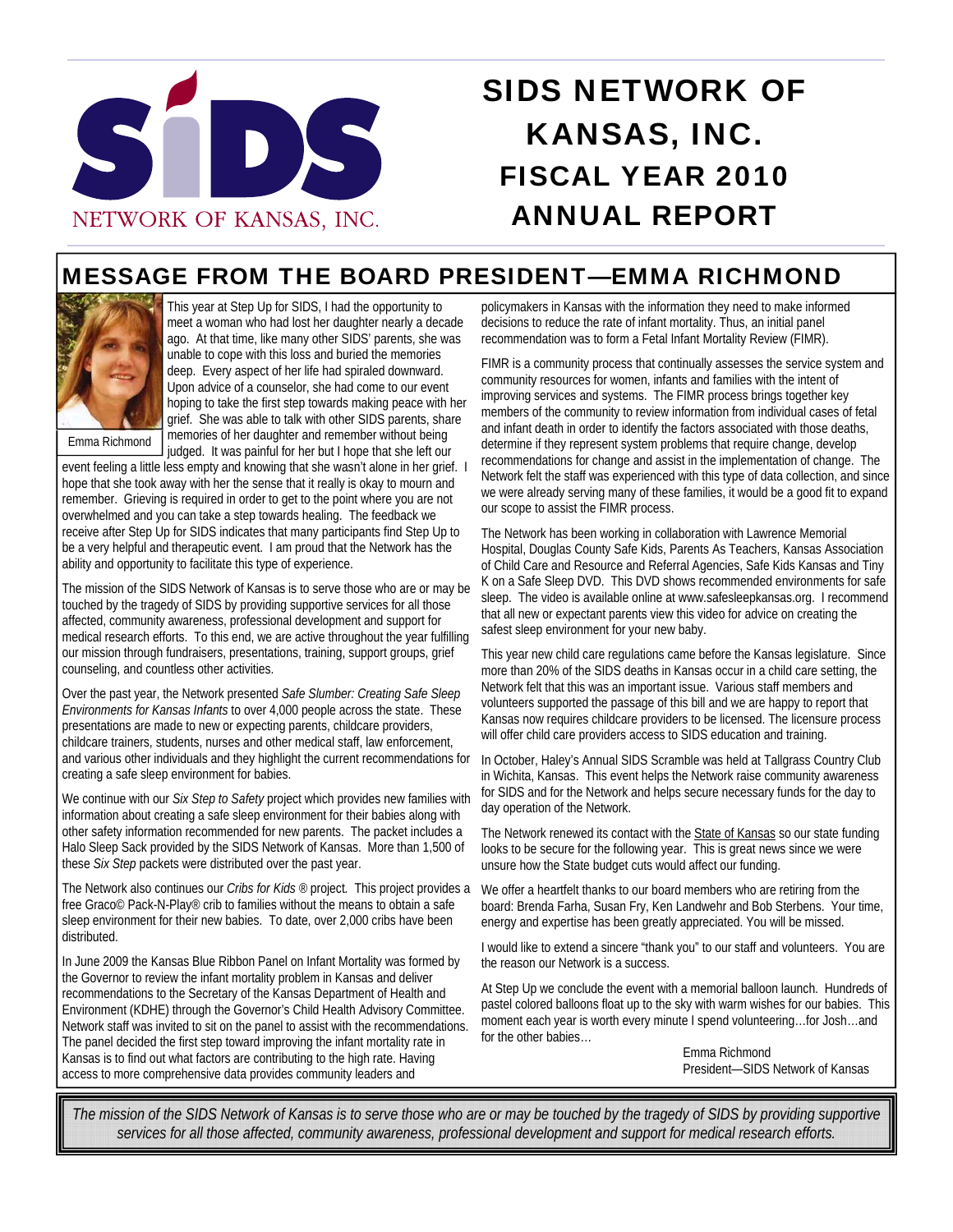SIDS NETWORK OF KANSAS, INC.

# SIDS NETWORK OF KANSAS, INC. FISCAL YEAR 2010 ANNUAL REPORT

## MESSAGE FROM THE BOARD PRESIDENT—EMMA RICHMOND

Emma Richmond

This year at Step Up for SIDS, I had the opportunity to meet a woman who had lost her daughter nearly a decade ago. At that time, like many other SIDS' parents, she was unable to cope with this loss and buried the memories deep. Every aspect of her life had spiraled downward. Upon advice of a counselor, she had come to our event hoping to take the first step towards making peace with her grief. She was able to talk with other SIDS parents, share memories of her daughter and remember without being judged. It was painful for her but I hope that she left our event feeling a little less empty and knowing that she wasn't alone in her grief. I hope that she took away with her the sense that it really is okay to mourn and remember. Grieving is required in order to get to the point where you are not overwhelmed and you can take a step towards healing. The feedback we receive after Step Up for SIDS indicates that many participants find Step Up to be a very helpful and therapeutic event. I am proud that the Network has the ability and opportunity to facilitate this type of experience.

The mission of the SIDS Network of Kansas is to serve those who are or may be touched by the tragedy of SIDS by providing supportive services for all those affected, community awareness, professional development and support for medical research efforts. To this end, we are active throughout the year fulfilling our mission through fundraisers, presentations, training, support groups, grief counseling, and countless other activities.

Over the past year, the Network presented *Safe Slumber: Creating Safe Sleep Environments for Kansas Infants* to over 4,000 people across the state. These presentations are made to new or expecting parents, childcare providers, childcare trainers, students, nurses and other medical staff, law enforcement, and various other individuals and they highlight the current recommendations for creating a safe sleep environment for babies.

We continue with our *Six Step to Safety* project which provides new families with information about creating a safe sleep environment for their babies along with other safety information recommended for new parents. The packet includes a Halo Sleep Sack provided by the SIDS Network of Kansas. More than 1,500 of these *Six Step* packets were distributed over the past year.

The Network also continues our *Cribs for Kids ®* project. This project provides a free Graco© Pack-N-Play® crib to families without the means to obtain a safe sleep environment for their new babies. To date, over 2,000 cribs have been distributed.

In June 2009 the Kansas Blue Ribbon Panel on Infant Mortality was formed by the Governor to review the infant mortality problem in Kansas and deliver recommendations to the Secretary of the Kansas Department of Health and Environment (KDHE) through the Governor's Child Health Advisory Committee. Network staff was invited to sit on the panel to assist with the recommendations. The panel decided the first step toward improving the infant mortality rate in Kansas is to find out what factors are contributing to the high rate. Having access to more comprehensive data provides community leaders and policymakers in Kansas with the information they need to make informed decisions to reduce the rate of infant mortality. Thus, an initial panel recommendation was to form a Fetal Infant Mortality Review (FIMR).

FIMR is a community process that continually assesses the service system and community resources for women, infants and families with the intent of improving services and systems. The FIMR process brings together key members of the community to review information from individual cases of fetal and infant death in order to identify the factors associated with those deaths, determine if they represent system problems that require change, develop recommendations for change and assist in the implementation of change. The Network felt the staff was experienced with this type of data collection, and since we were already serving many of these families, it would be a good fit to expand our scope to assist the FIMR process.

The Network has been working in collaboration with Lawrence Memorial Hospital, Douglas County Safe Kids, Parents As Teachers, Kansas Association of Child Care and Resource and Referral Agencies, Safe Kids Kansas and Tiny K on a Safe Sleep DVD. This DVD shows recommended environments for safe sleep. The video is available online at www.safesleepkansas.org. I recommend that all new or expectant parents view this video for advice on creating the safest sleep environment for your new baby.

This year new child care regulations came before the Kansas legislature. Since more than 20% of the SIDS deaths in Kansas occur in a child care setting, the Network felt that this was an important issue. Various staff members and volunteers supported the passage of this bill and we are happy to report that Kansas now requires childcare providers to be licensed. The licensure process will offer child care providers access to SIDS education and training.

In October, Haley's Annual SIDS Scramble was held at Tallgrass Country Club in Wichita, Kansas. This event helps the Network raise community awareness for SIDS and for the Network and helps secure necessary funds for the day to day operation of the Network.

The Network renewed its contact with the State of Kansas so our state funding looks to be secure for the following year. This is great news since we were unsure how the State budget cuts would affect our funding.

We offer a heartfelt thanks to our board members who are retiring from the board: Brenda Farha, Susan Fry, Ken Landwehr and Bob Sterbens. Your time, energy and expertise has been greatly appreciated. You will be missed.

I would like to extend a sincere "thank you" to our staff and volunteers. You are the reason our Network is a success.

At Step Up we conclude the event with a memorial balloon launch. Hundreds of pastel colored balloons float up to the sky with warm wishes for our babies. This moment each year is worth every minute I spend volunteering…for Josh…and for the other babies…

Emma Richmond
President—SIDS Network of Kansas

*The mission of the SIDS Network of Kansas is to serve those who are or may be touched by the tragedy of SIDS by providing supportive services for all those affected, community awareness, professional development and support for medical research efforts.*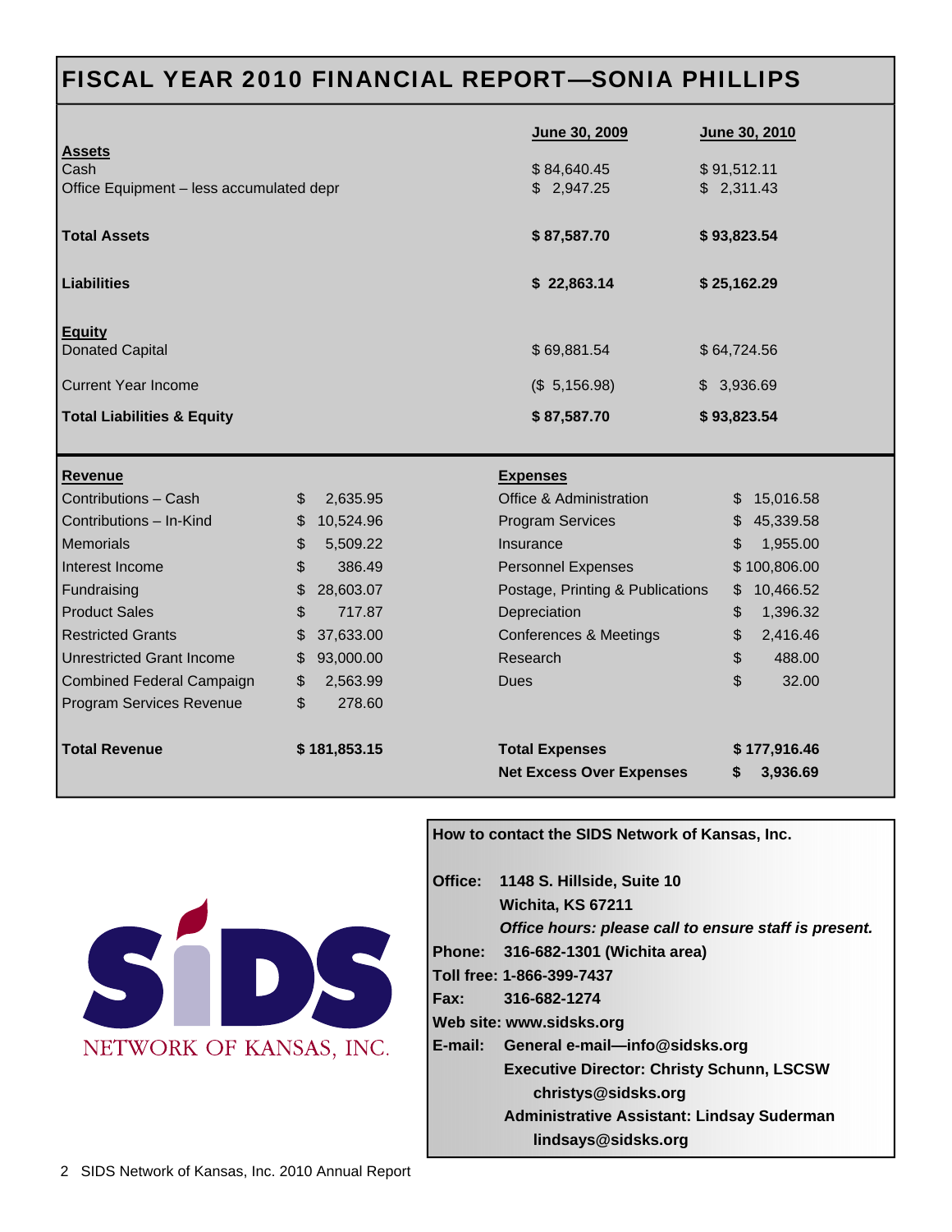# FISCAL YEAR 2010 FINANCIAL REPORT—SONIA PHILLIPS

| | June 30, 2009 | June 30, 2010 |
|---|---|---|
| **Assets** | | |
| Cash | $ 84,640.45 | $ 91,512.11 |
| Office Equipment – less accumulated depr | $ 2,947.25 | $ 2,311.43 |
| **Total Assets** | **$ 87,587.70** | **$ 93,823.54** |
| **Liabilities** | **$ 22,863.14** | **$ 25,162.29** |
| **Equity** | | |
| Donated Capital | $ 69,881.54 | $ 64,724.56 |
| Current Year Income | ($ 5,156.98) | $ 3,936.69 |
| **Total Liabilities & Equity** | **$ 87,587.70** | **$ 93,823.54** |

| Revenue | | Expenses | |
|---|---|---|---|
| Contributions – Cash | $ 2,635.95 | Office & Administration | $ 15,016.58 |
| Contributions – In-Kind | $ 10,524.96 | Program Services | $ 45,339.58 |
| Memorials | $ 5,509.22 | Insurance | $ 1,955.00 |
| Interest Income | $ 386.49 | Personnel Expenses | $ 100,806.00 |
| Fundraising | $ 28,603.07 | Postage, Printing & Publications | $ 10,466.52 |
| Product Sales | $ 717.87 | Depreciation | $ 1,396.32 |
| Restricted Grants | $ 37,633.00 | Conferences & Meetings | $ 2,416.46 |
| Unrestricted Grant Income | $ 93,000.00 | Research | $ 488.00 |
| Combined Federal Campaign | $ 2,563.99 | Dues | $ 32.00 |
| Program Services Revenue | $ 278.60 | | |
| **Total Revenue** | **$ 181,853.15** | **Total Expenses** | **$ 177,916.46** |
| | | **Net Excess Over Expenses** | **$ 3,936.69** |

SIDS NETWORK OF KANSAS, INC.

**How to contact the SIDS Network of Kansas, Inc.**

**Office:** 1148 S. Hillside, Suite 10
Wichita, KS 67211
***Office hours: please call to ensure staff is present.***

**Phone:** 316-682-1301 (Wichita area)

**Toll free:** 1-866-399-7437

**Fax:** 316-682-1274

**Web site:** www.sidsks.org

**E-mail:** General e-mail—info@sidsks.org
**Executive Director: Christy Schunn, LSCSW**
christys@sidsks.org
**Administrative Assistant: Lindsay Suderman**
lindsays@sidsks.org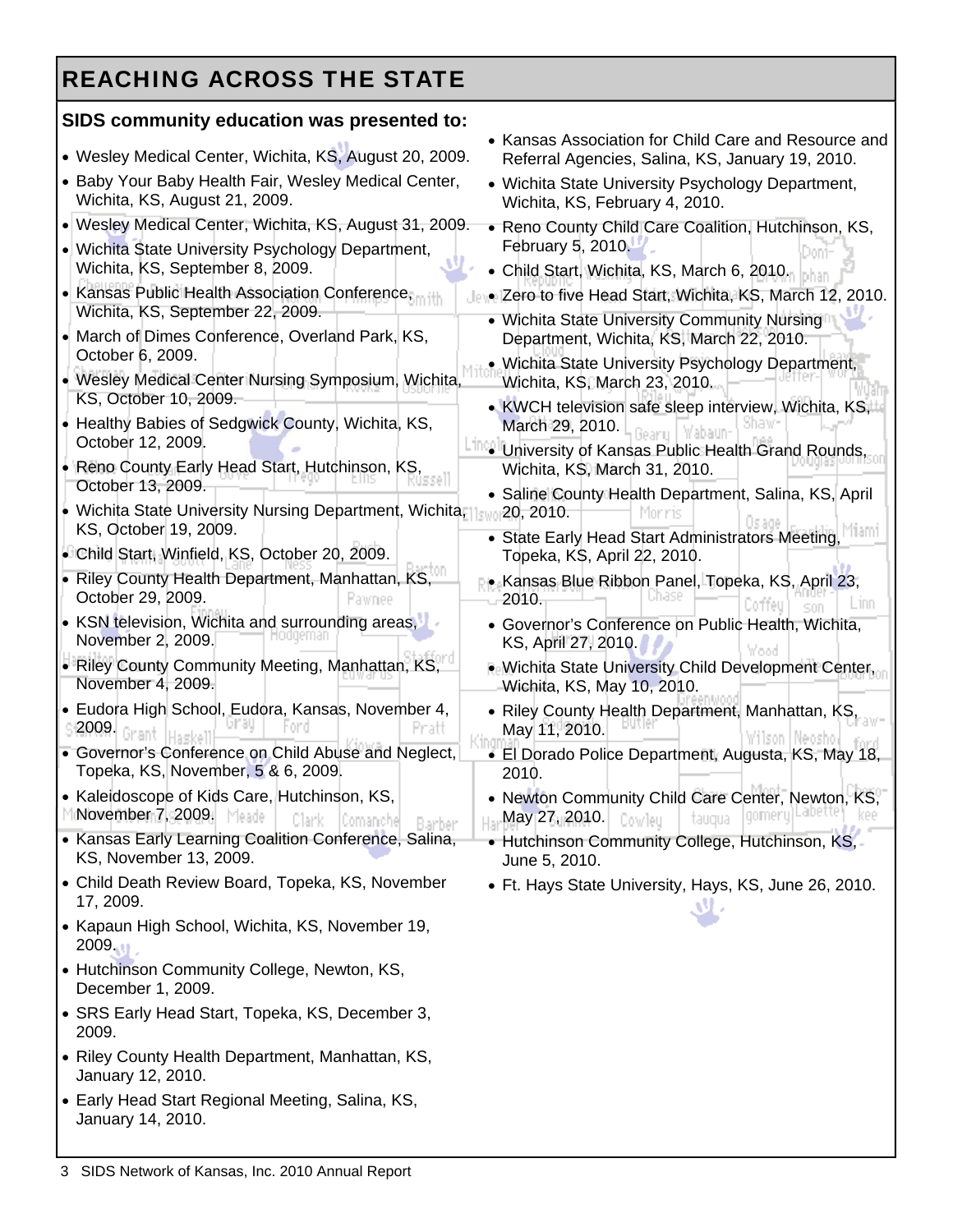## REACHING ACROSS THE STATE

**SIDS community education was presented to:**

- Wesley Medical Center, Wichita, KS, August 20, 2009.
- Baby Your Baby Health Fair, Wesley Medical Center, Wichita, KS, August 21, 2009.
- Wesley Medical Center, Wichita, KS, August 31, 2009.
- Wichita State University Psychology Department, Wichita, KS, September 8, 2009.
- Kansas Public Health Association Conference, Wichita, KS, September 22, 2009.
- March of Dimes Conference, Overland Park, KS, October 6, 2009.
- Wesley Medical Center Nursing Symposium, Wichita, KS, October 10, 2009.
- Healthy Babies of Sedgwick County, Wichita, KS, October 12, 2009.
- Reno County Early Head Start, Hutchinson, KS, October 13, 2009.
- Wichita State University Nursing Department, Wichita, KS, October 19, 2009.
- Child Start, Winfield, KS, October 20, 2009.
- Riley County Health Department, Manhattan, KS, October 29, 2009.
- KSN television, Wichita and surrounding areas, November 2, 2009.
- Riley County Community Meeting, Manhattan, KS, November 4, 2009.
- Eudora High School, Eudora, Kansas, November 4, 2009.
- Governor's Conference on Child Abuse and Neglect, Topeka, KS, November, 5 & 6, 2009.
- Kaleidoscope of Kids Care, Hutchinson, KS, November 7, 2009.
- Kansas Early Learning Coalition Conference, Salina, KS, November 13, 2009.
- Child Death Review Board, Topeka, KS, November 17, 2009.
- Kapaun High School, Wichita, KS, November 19, 2009.
- Hutchinson Community College, Newton, KS, December 1, 2009.
- SRS Early Head Start, Topeka, KS, December 3, 2009.
- Riley County Health Department, Manhattan, KS, January 12, 2010.
- Early Head Start Regional Meeting, Salina, KS, January 14, 2010.
- Kansas Association for Child Care and Resource and Referral Agencies, Salina, KS, January 19, 2010.
- Wichita State University Psychology Department, Wichita, KS, February 4, 2010.
- Reno County Child Care Coalition, Hutchinson, KS, February 5, 2010.
- Child Start, Wichita, KS, March 6, 2010.
- Zero to five Head Start, Wichita, KS, March 12, 2010.
- Wichita State University Community Nursing Department, Wichita, KS, March 22, 2010.
- Wichita State University Psychology Department, Wichita, KS, March 23, 2010.
- KWCH television safe sleep interview, Wichita, KS, March 29, 2010.
- University of Kansas Public Health Grand Rounds, Wichita, KS, March 31, 2010.
- Saline County Health Department, Salina, KS, April 20, 2010.
- State Early Head Start Administrators Meeting, Topeka, KS, April 22, 2010.
- Kansas Blue Ribbon Panel, Topeka, KS, April 23, 2010.
- Governor's Conference on Public Health, Wichita, KS, April 27, 2010.
- Wichita State University Child Development Center, Wichita, KS, May 10, 2010.
- Riley County Health Department, Manhattan, KS, May 11, 2010.
- El Dorado Police Department, Augusta, KS, May 18, 2010.
- Newton Community Child Care Center, Newton, KS, May 27, 2010.
- Hutchinson Community College, Hutchinson, KS, June 5, 2010.
- Ft. Hays State University, Hays, KS, June 26, 2010.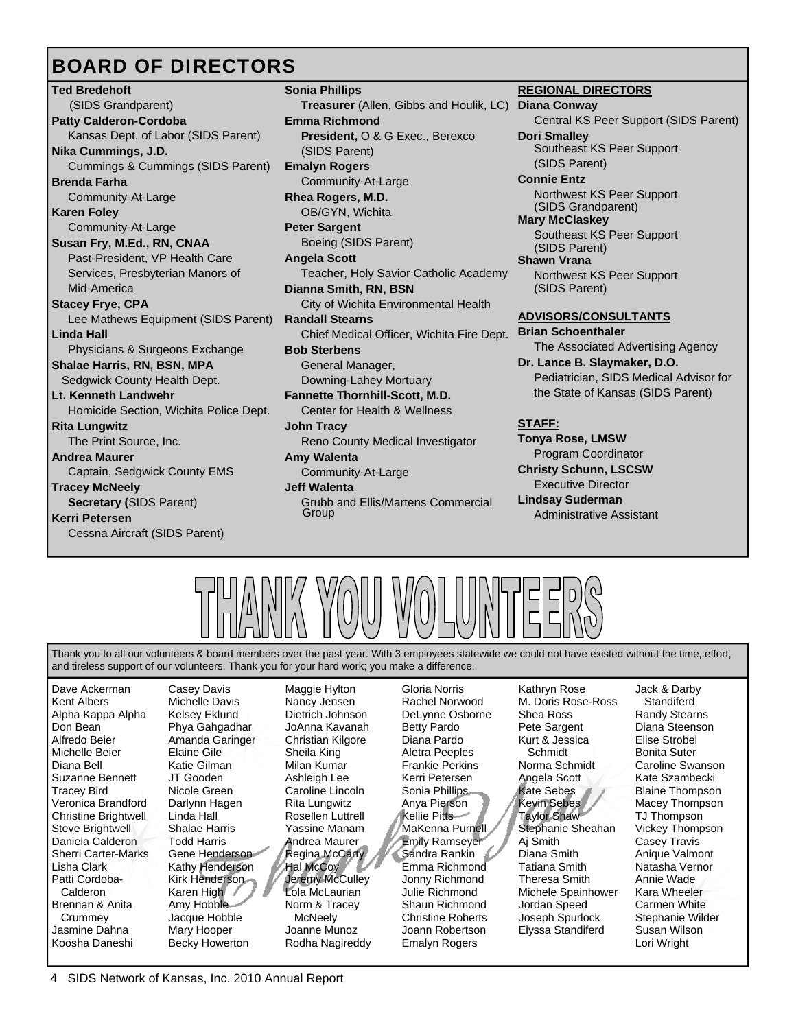## BOARD OF DIRECTORS

**Ted Bredehoft**
(SIDS Grandparent)

**Patty Calderon-Cordoba**
Kansas Dept. of Labor (SIDS Parent)

**Nika Cummings, J.D.**
Cummings & Cummings (SIDS Parent)

**Brenda Farha**
Community-At-Large

**Karen Foley**
Community-At-Large

**Susan Fry, M.Ed., RN, CNAA**
Past-President, VP Health Care Services, Presbyterian Manors of Mid-America

**Stacey Frye, CPA**
Lee Mathews Equipment (SIDS Parent)

**Linda Hall**
Physicians & Surgeons Exchange

**Shalae Harris, RN, BSN, MPA**
Sedgwick County Health Dept.

**Lt. Kenneth Landwehr**
Homicide Section, Wichita Police Dept.

**Rita Lungwitz**
The Print Source, Inc.

**Andrea Maurer**
Captain, Sedgwick County EMS

**Tracey McNeely**
**Secretary (**SIDS Parent)

**Kerri Petersen**
Cessna Aircraft (SIDS Parent)

**Sonia Phillips**
**Treasurer** (Allen, Gibbs and Houlik, LC)

**Emma Richmond**
**President,** O & G Exec., Berexco (SIDS Parent)

**Emalyn Rogers**
Community-At-Large

**Rhea Rogers, M.D.**
OB/GYN, Wichita

**Peter Sargent**
Boeing (SIDS Parent)

**Angela Scott**
Teacher, Holy Savior Catholic Academy

**Dianna Smith, RN, BSN**
City of Wichita Environmental Health

**Randall Stearns**
Chief Medical Officer, Wichita Fire Dept.

**Bob Sterbens**
General Manager, Downing-Lahey Mortuary

**Fannette Thornhill-Scott, M.D.**
Center for Health & Wellness

**John Tracy**
Reno County Medical Investigator

**Amy Walenta**
Community-At-Large

**Jeff Walenta**
Grubb and Ellis/Martens Commercial Group

**REGIONAL DIRECTORS**

**Diana Conway**
Central KS Peer Support (SIDS Parent)

**Dori Smalley**
Southeast KS Peer Support (SIDS Parent)

**Connie Entz**
Northwest KS Peer Support (SIDS Grandparent)

**Mary McClaskey**
Southeast KS Peer Support (SIDS Parent)

**Shawn Vrana**
Northwest KS Peer Support (SIDS Parent)

**ADVISORS/CONSULTANTS**

**Brian Schoenthaler**
The Associated Advertising Agency

**Dr. Lance B. Slaymaker, D.O.**
Pediatrician, SIDS Medical Advisor for the State of Kansas (SIDS Parent)

**STAFF:**

**Tonya Rose, LMSW**
Program Coordinator

**Christy Schunn, LSCSW**
Executive Director

**Lindsay Suderman**
Administrative Assistant

# THANK YOU VOLUNTEERS

Thank you to all our volunteers & board members over the past year. With 3 employees statewide we could not have existed without the time, effort, and tireless support of our volunteers. Thank you for your hard work; you make a difference.

Dave Ackerman
Kent Albers
Alpha Kappa Alpha
Don Bean
Alfredo Beier
Michelle Beier
Diana Bell
Suzanne Bennett
Tracey Bird
Veronica Brandford
Christine Brightwell
Steve Brightwell
Daniela Calderon
Sherri Carter-Marks
Lisha Clark
Patti Cordoba-Calderon
Brennan & Anita Crummey
Jasmine Dahna
Koosha Daneshi
Casey Davis
Michelle Davis
Kelsey Eklund
Phya Gahgadhar
Amanda Garinger
Elaine Gile
Katie Gilman
JT Gooden
Nicole Green
Darlynn Hagen
Linda Hall
Shalae Harris
Todd Harris
Gene Henderson
Kathy Henderson
Kirk Henderson
Karen High
Amy Hobble
Jacque Hobble
Mary Hooper
Becky Howerton
Maggie Hylton
Nancy Jensen
Dietrich Johnson
JoAnna Kavanah
Christian Kilgore
Sheila King
Milan Kumar
Ashleigh Lee
Caroline Lincoln
Rita Lungwitz
Rosellen Luttrell
Yassine Manam
Andrea Maurer
Regina McCarty
Hal McCoy
Jeremy McCulley
Lola McLaurian
Norm & Tracey McNeely
Joanne Munoz
Rodha Nagireddy
Gloria Norris
Rachel Norwood
DeLynne Osborne
Betty Pardo
Diana Pardo
Aletra Peeples
Frankie Perkins
Kerri Petersen
Sonia Phillips
Anya Pierson
Kellie Pitts
MaKenna Purnell
Emily Ramseyer
Sandra Rankin
Emma Richmond
Jonny Richmond
Julie Richmond
Shaun Richmond
Christine Roberts
Joann Robertson
Emalyn Rogers
Kathryn Rose
M. Doris Rose-Ross
Shea Ross
Pete Sargent
Kurt & Jessica Schmidt
Norma Schmidt
Angela Scott
Kate Sebes
Kevin Sebes
Taylor Shaw
Stephanie Sheahan
Aj Smith
Diana Smith
Tatiana Smith
Theresa Smith
Michele Spainhower
Jordan Speed
Joseph Spurlock
Elyssa Standiferd
Jack & Darby Standiferd
Randy Stearns
Diana Steenson
Elise Strobel
Bonita Suter
Caroline Swanson
Kate Szambecki
Blaine Thompson
Macey Thompson
TJ Thompson
Vickey Thompson
Casey Travis
Anique Valmont
Natasha Vernor
Annie Wade
Kara Wheeler
Carmen White
Stephanie Wilder
Susan Wilson
Lori Wright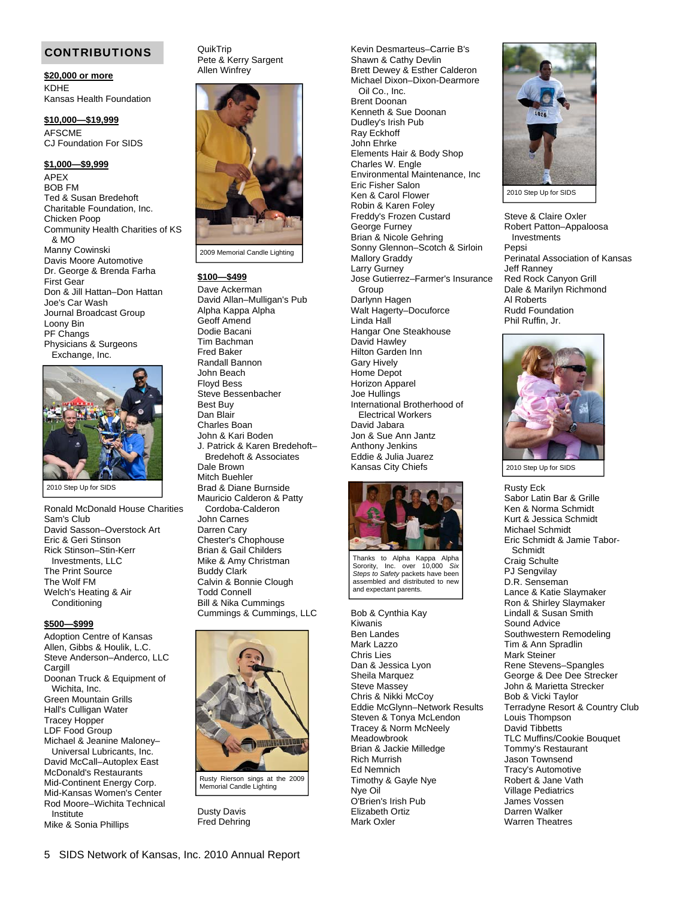## CONTRIBUTIONS

**$20,000 or more**

KDHE
Kansas Health Foundation

**$10,000—$19,999**

AFSCME
CJ Foundation For SIDS

**$1,000—$9,999**

APEX
BOB FM
Ted & Susan Bredehoft Charitable Foundation, Inc.
Chicken Poop
Community Health Charities of KS & MO
Manny Cowinski
Davis Moore Automotive
Dr. George & Brenda Farha
First Gear
Don & Jill Hattan–Don Hattan
Joe's Car Wash
Journal Broadcast Group
Loony Bin
PF Changs
Physicians & Surgeons Exchange, Inc.

2010 Step Up for SIDS

Ronald McDonald House Charities
Sam's Club
David Sasson–Overstock Art
Eric & Geri Stinson
Rick Stinson–Stin-Kerr Investments, LLC
The Print Source
The Wolf FM
Welch's Heating & Air Conditioning

**$500—$999**

Adoption Centre of Kansas
Allen, Gibbs & Houlik, L.C.
Steve Anderson–Anderco, LLC
Cargill
Doonan Truck & Equipment of Wichita, Inc.
Green Mountain Grills
Hall's Culligan Water
Tracey Hopper
LDF Food Group
Michael & Jeanine Maloney–Universal Lubricants, Inc.
David McCall–Autoplex East
McDonald's Restaurants
Mid-Continent Energy Corp.
Mid-Kansas Women's Center
Rod Moore–Wichita Technical Institute
Mike & Sonia Phillips
QuikTrip
Pete & Kerry Sargent
Allen Winfrey

2009 Memorial Candle Lighting

**$100—$499**

Dave Ackerman
David Allan–Mulligan's Pub
Alpha Kappa Alpha
Geoff Amend
Dodie Bacani
Tim Bachman
Fred Baker
Randall Bannon
John Beach
Floyd Bess
Steve Bessenbacher
Best Buy
Dan Blair
Charles Boan
John & Kari Boden
J. Patrick & Karen Bredehoft–Bredehoft & Associates
Dale Brown
Mitch Buehler
Brad & Diane Burnside
Mauricio Calderon & Patty Cordoba-Calderon
John Carnes
Darren Cary
Chester's Chophouse
Brian & Gail Childers
Mike & Amy Christman
Buddy Clark
Calvin & Bonnie Clough
Todd Connell
Bill & Nika Cummings
Cummings & Cummings, LLC

Rusty Rierson sings at the 2009 Memorial Candle Lighting

Dusty Davis
Fred Dehring
Kevin Desmarteus–Carrie B's
Shawn & Cathy Devlin
Brett Dewey & Esther Calderon
Michael Dixon–Dixon-Dearmore Oil Co., Inc.
Brent Doonan
Kenneth & Sue Doonan
Dudley's Irish Pub
Ray Eckhoff
John Ehrke
Elements Hair & Body Shop
Charles W. Engle
Environmental Maintenance, Inc
Eric Fisher Salon
Ken & Carol Flower
Robin & Karen Foley
Freddy's Frozen Custard
George Furney
Brian & Nicole Gehring
Sonny Glennon–Scotch & Sirloin
Mallory Graddy
Larry Gurney
Jose Gutierrez–Farmer's Insurance Group
Darlynn Hagen
Walt Hagerty–Docuforce
Linda Hall
Hangar One Steakhouse
David Hawley
Hilton Garden Inn
Gary Hively
Home Depot
Horizon Apparel
Joe Hullings
International Brotherhood of Electrical Workers
David Jabara
Jon & Sue Ann Jantz
Anthony Jenkins
Eddie & Julia Juarez
Kansas City Chiefs

Thanks to Alpha Kappa Alpha Sorority, Inc. over 10,000 *Six Steps to Safety* packets have been assembled and distributed to new and expectant parents.

Bob & Cynthia Kay
Kiwanis
Ben Landes
Mark Lazzo
Chris Lies
Dan & Jessica Lyon
Sheila Marquez
Steve Massey
Chris & Nikki McCoy
Eddie McGlynn–Network Results
Steven & Tonya McLendon
Tracey & Norm McNeely
Meadowbrook
Brian & Jackie Milledge
Rich Murrish
Ed Nemnich
Timothy & Gayle Nye
Nye Oil
O'Brien's Irish Pub
Elizabeth Ortiz
Mark Oxler

2010 Step Up for SIDS

Steve & Claire Oxler
Robert Patton–Appaloosa Investments
Pepsi
Perinatal Association of Kansas
Jeff Ranney
Red Rock Canyon Grill
Dale & Marilyn Richmond
Al Roberts
Rudd Foundation
Phil Ruffin, Jr.

2010 Step Up for SIDS

Rusty Eck
Sabor Latin Bar & Grille
Ken & Norma Schmidt
Kurt & Jessica Schmidt
Michael Schmidt
Eric Schmidt & Jamie Tabor-Schmidt
Craig Schulte
PJ Sengvilay
D.R. Senseman
Lance & Katie Slaymaker
Ron & Shirley Slaymaker
Lindall & Susan Smith
Sound Advice
Southwestern Remodeling
Tim & Ann Spradlin
Mark Steiner
Rene Stevens–Spangles
George & Dee Dee Strecker
John & Marietta Strecker
Bob & Vicki Taylor
Terradyne Resort & Country Club
Louis Thompson
David Tibbetts
TLC Muffins/Cookie Bouquet
Tommy's Restaurant
Jason Townsend
Tracy's Automotive
Robert & Jane Vath
Village Pediatrics
James Vossen
Darren Walker
Warren Theatres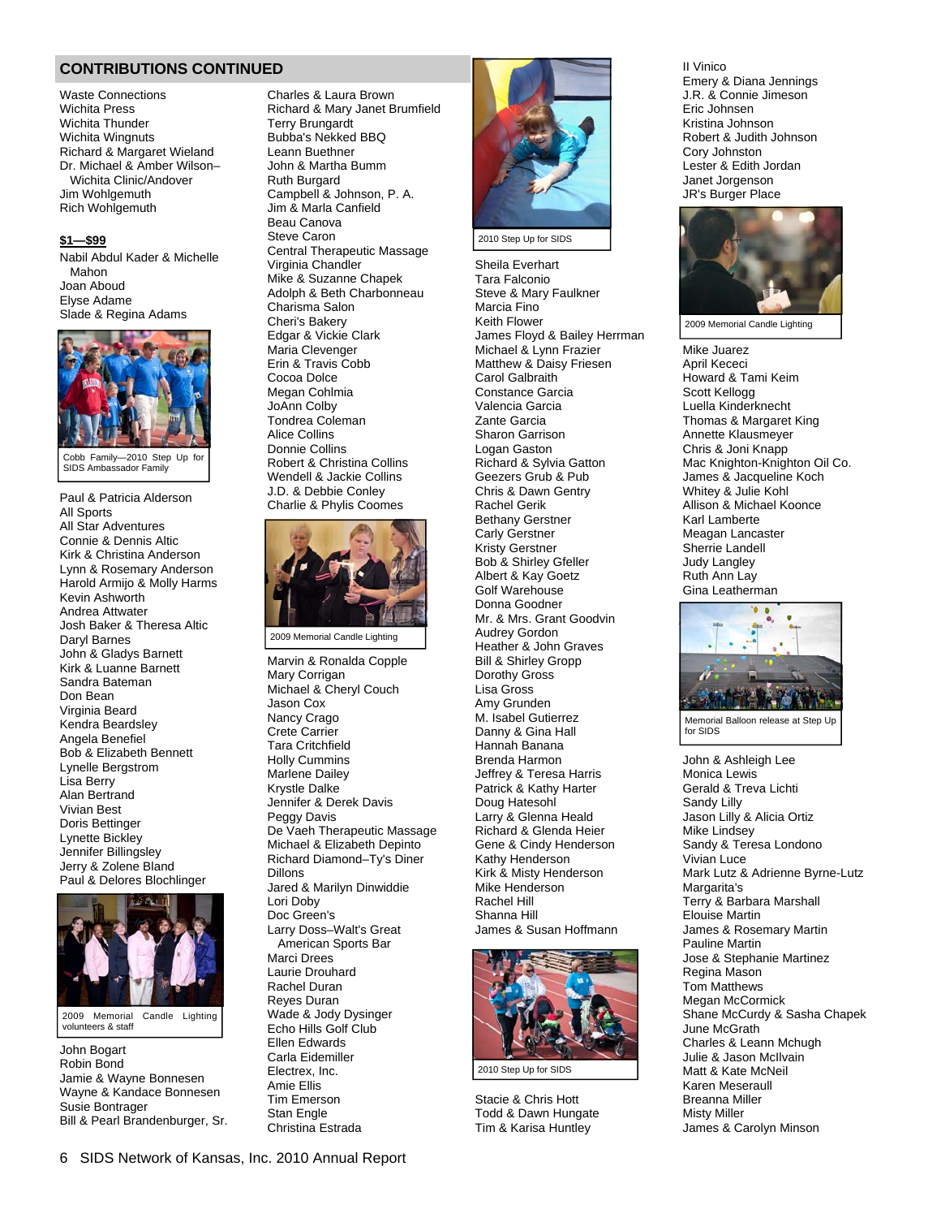## CONTRIBUTIONS CONTINUED

Waste Connections
Wichita Press
Wichita Thunder
Wichita Wingnuts
Richard & Margaret Wieland
Dr. Michael & Amber Wilson–Wichita Clinic/Andover
Jim Wohlgemuth
Rich Wohlgemuth

**$1—$99**

Nabil Abdul Kader & Michelle Mahon
Joan Aboud
Elyse Adame
Slade & Regina Adams

Cobb Family—2010 Step Up for SIDS Ambassador Family

Paul & Patricia Alderson
All Sports
All Star Adventures
Connie & Dennis Altic
Kirk & Christina Anderson
Lynn & Rosemary Anderson
Harold Armijo & Molly Harms
Kevin Ashworth
Andrea Attwater
Josh Baker & Theresa Altic
Daryl Barnes
John & Gladys Barnett
Kirk & Luanne Barnett
Sandra Bateman
Don Bean
Virginia Beard
Kendra Beardsley
Angela Benefiel
Bob & Elizabeth Bennett
Lynelle Bergstrom
Lisa Berry
Alan Bertrand
Vivian Best
Doris Bettinger
Lynette Bickley
Jennifer Billingsley
Jerry & Zolene Bland
Paul & Delores Blochlinger

2009 Memorial Candle Lighting volunteers & staff

John Bogart
Robin Bond
Jamie & Wayne Bonnesen
Wayne & Kandace Bonnesen
Susie Bontrager
Bill & Pearl Brandenburger, Sr.
Charles & Laura Brown
Richard & Mary Janet Brumfield
Terry Brungardt
Bubba's Nekked BBQ
Leann Buethner
John & Martha Bumm
Ruth Burgard
Campbell & Johnson, P. A.
Jim & Marla Canfield
Beau Canova
Steve Caron
Central Therapeutic Massage
Virginia Chandler
Mike & Suzanne Chapek
Adolph & Beth Charbonneau
Charisma Salon
Cheri's Bakery
Edgar & Vickie Clark
Maria Clevenger
Erin & Travis Cobb
Cocoa Dolce
Megan Cohlmia
JoAnn Colby
Tondrea Coleman
Alice Collins
Donnie Collins
Robert & Christina Collins
Wendell & Jackie Collins
J.D. & Debbie Conley
Charlie & Phylis Coomes

2009 Memorial Candle Lighting

Marvin & Ronalda Copple
Mary Corrigan
Michael & Cheryl Couch
Jason Cox
Nancy Crago
Crete Carrier
Tara Critchfield
Holly Cummins
Marlene Dailey
Krystle Dalke
Jennifer & Derek Davis
Peggy Davis
De Vaeh Therapeutic Massage
Michael & Elizabeth Depinto
Richard Diamond–Ty's Diner
Dillons
Jared & Marilyn Dinwiddie
Lori Doby
Doc Green's
Larry Doss–Walt's Great American Sports Bar
Marci Drees
Laurie Drouhard
Rachel Duran
Reyes Duran
Wade & Jody Dysinger
Echo Hills Golf Club
Ellen Edwards
Carla Eidemiller
Electrex, Inc.
Amie Ellis
Tim Emerson
Stan Engle
Christina Estrada

2010 Step Up for SIDS

Sheila Everhart
Tara Falconio
Steve & Mary Faulkner
Marcia Fino
Keith Flower
James Floyd & Bailey Herrman
Michael & Lynn Frazier
Matthew & Daisy Friesen
Carol Galbraith
Constance Garcia
Valencia Garcia
Zante Garcia
Sharon Garrison
Logan Gaston
Richard & Sylvia Gatton
Geezers Grub & Pub
Chris & Dawn Gentry
Rachel Gerik
Bethany Gerstner
Carly Gerstner
Kristy Gerstner
Bob & Shirley Gfeller
Albert & Kay Goetz
Golf Warehouse
Donna Goodner
Mr. & Mrs. Grant Goodvin
Audrey Gordon
Heather & John Graves
Bill & Shirley Gropp
Dorothy Gross
Lisa Gross
Amy Grunden
M. Isabel Gutierrez
Danny & Gina Hall
Hannah Banana
Brenda Harmon
Jeffrey & Teresa Harris
Patrick & Kathy Harter
Doug Hatesohl
Larry & Glenna Heald
Richard & Glenda Heier
Gene & Cindy Henderson
Kathy Henderson
Kirk & Misty Henderson
Mike Henderson
Rachel Hill
Shanna Hill
James & Susan Hoffmann

2010 Step Up for SIDS

Stacie & Chris Hott
Todd & Dawn Hungate
Tim & Karisa Huntley
Il Vinico
Emery & Diana Jennings
J.R. & Connie Jimeson
Eric Johnsen
Kristina Johnson
Robert & Judith Johnson
Cory Johnston
Lester & Edith Jordan
Janet Jorgenson
JR's Burger Place

2009 Memorial Candle Lighting

Mike Juarez
April Kececi
Howard & Tami Keim
Scott Kellogg
Luella Kinderknecht
Thomas & Margaret King
Annette Klausmeyer
Chris & Joni Knapp
Mac Knighton-Knighton Oil Co.
James & Jacqueline Koch
Whitey & Julie Kohl
Allison & Michael Koonce
Karl Lamberte
Meagan Lancaster
Sherrie Landell
Judy Langley
Ruth Ann Lay
Gina Leatherman

Memorial Balloon release at Step Up for SIDS

John & Ashleigh Lee
Monica Lewis
Gerald & Treva Lichti
Sandy Lilly
Jason Lilly & Alicia Ortiz
Mike Lindsey
Sandy & Teresa Londono
Vivian Luce
Mark Lutz & Adrienne Byrne-Lutz
Margarita's
Terry & Barbara Marshall
Elouise Martin
James & Rosemary Martin
Pauline Martin
Jose & Stephanie Martinez
Regina Mason
Tom Matthews
Megan McCormick
Shane McCurdy & Sasha Chapek
June McGrath
Charles & Leann Mchugh
Julie & Jason McIlvain
Matt & Kate McNeil
Karen Meseraull
Breanna Miller
Misty Miller
James & Carolyn Minson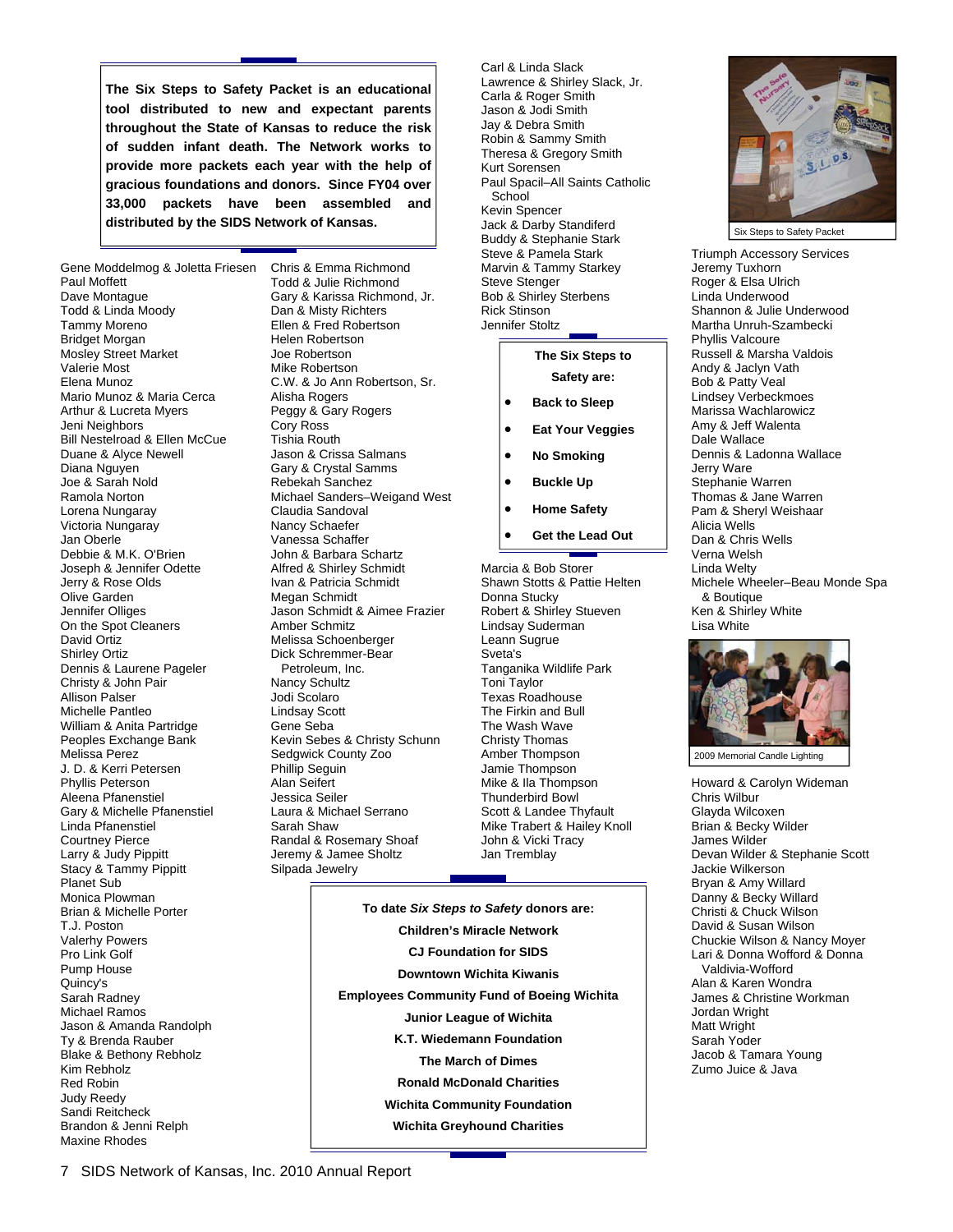**The Six Steps to Safety Packet is an educational tool distributed to new and expectant parents throughout the State of Kansas to reduce the risk of sudden infant death. The Network works to provide more packets each year with the help of gracious foundations and donors. Since FY04 over 33,000 packets have been assembled and distributed by the SIDS Network of Kansas.**

Gene Moddelmog & Joletta Friesen
Paul Moffett
Dave Montague
Todd & Linda Moody
Tammy Moreno
Bridget Morgan
Mosley Street Market
Valerie Most
Elena Munoz
Mario Munoz & Maria Cerca
Arthur & Lucreta Myers
Jeni Neighbors
Bill Nestelroad & Ellen McCue
Duane & Alyce Newell
Diana Nguyen
Joe & Sarah Nold
Ramola Norton
Lorena Nungaray
Victoria Nungaray
Jan Oberle
Debbie & M.K. O'Brien
Joseph & Jennifer Odette
Jerry & Rose Olds
Olive Garden
Jennifer Olliges
On the Spot Cleaners
David Ortiz
Shirley Ortiz
Dennis & Laurene Pageler
Christy & John Pair
Allison Palser
Michelle Pantleo
William & Anita Partridge
Peoples Exchange Bank
Melissa Perez
J. D. & Kerri Petersen
Phyllis Peterson
Aleena Pfanenstiel
Gary & Michelle Pfanenstiel
Linda Pfanenstiel
Courtney Pierce
Larry & Judy Pippitt
Stacy & Tammy Pippitt
Planet Sub
Monica Plowman
Brian & Michelle Porter
T.J. Poston
Valerhy Powers
Pro Link Golf
Pump House
Quincy's
Sarah Radney
Michael Ramos
Jason & Amanda Randolph
Ty & Brenda Rauber
Blake & Bethony Rebholz
Kim Rebholz
Red Robin
Judy Reedy
Sandi Reitcheck
Brandon & Jenni Relph
Maxine Rhodes
Chris & Emma Richmond
Todd & Julie Richmond
Gary & Karissa Richmond, Jr.
Dan & Misty Richters
Ellen & Fred Robertson
Helen Robertson
Joe Robertson
Mike Robertson
C.W. & Jo Ann Robertson, Sr.
Alisha Rogers
Peggy & Gary Rogers
Cory Ross
Tishia Routh
Jason & Crissa Salmans
Gary & Crystal Samms
Rebekah Sanchez
Michael Sanders–Weigand West
Claudia Sandoval
Nancy Schaefer
Vanessa Schaffer
John & Barbara Schartz
Alfred & Shirley Schmidt
Ivan & Patricia Schmidt
Megan Schmidt
Jason Schmidt & Aimee Frazier
Amber Schmitz
Melissa Schoenberger
Dick Schremmer-Bear Petroleum, Inc.
Nancy Schultz
Jodi Scolaro
Lindsay Scott
Gene Seba
Kevin Sebes & Christy Schunn
Sedgwick County Zoo
Phillip Seguin
Alan Seifert
Jessica Seiler
Laura & Michael Serrano
Sarah Shaw
Randal & Rosemary Shoaf
Jeremy & Jamee Sholtz
Silpada Jewelry
Carl & Linda Slack
Lawrence & Shirley Slack, Jr.
Carla & Roger Smith
Jason & Jodi Smith
Jay & Debra Smith
Robin & Sammy Smith
Theresa & Gregory Smith
Kurt Sorensen
Paul Spacil–All Saints Catholic School
Kevin Spencer
Jack & Darby Standiferd
Buddy & Stephanie Stark
Steve & Pamela Stark
Marvin & Tammy Starkey
Steve Stenger
Bob & Shirley Sterbens
Rick Stinson
Jennifer Stoltz

**The Six Steps to Safety are:**

- **Back to Sleep**
- **Eat Your Veggies**
- **No Smoking**
- **Buckle Up**
- **Home Safety**
- **Get the Lead Out**

Marcia & Bob Storer
Shawn Stotts & Pattie Helten
Donna Stucky
Robert & Shirley Stueven
Lindsay Suderman
Leann Sugrue
Sveta's
Tanganika Wildlife Park
Toni Taylor
Texas Roadhouse
The Firkin and Bull
The Wash Wave
Christy Thomas
Amber Thompson
Jamie Thompson
Mike & Ila Thompson
Thunderbird Bowl
Scott & Landee Thyfault
Mike Trabert & Hailey Knoll
John & Vicki Tracy
Jan Tremblay

**To date *Six Steps to Safety* donors are:**

**Children's Miracle Network**
**CJ Foundation for SIDS**
**Downtown Wichita Kiwanis**
**Employees Community Fund of Boeing Wichita**
**Junior League of Wichita**
**K.T. Wiedemann Foundation**
**The March of Dimes**
**Ronald McDonald Charities**
**Wichita Community Foundation**
**Wichita Greyhound Charities**

Six Steps to Safety Packet

Triumph Accessory Services
Jeremy Tuxhorn
Roger & Elsa Ulrich
Linda Underwood
Shannon & Julie Underwood
Martha Unruh-Szambecki
Phyllis Valcoure
Russell & Marsha Valdois
Andy & Jaclyn Vath
Bob & Patty Veal
Lindsey Verbeckmoes
Marissa Wachlarowicz
Amy & Jeff Walenta
Dale Wallace
Dennis & Ladonna Wallace
Jerry Ware
Stephanie Warren
Thomas & Jane Warren
Pam & Sheryl Weishaar
Alicia Wells
Dan & Chris Wells
Verna Welsh
Linda Welty
Michele Wheeler–Beau Monde Spa & Boutique
Ken & Shirley White
Lisa White

2009 Memorial Candle Lighting

Howard & Carolyn Wideman
Chris Wilbur
Glayda Wilcoxen
Brian & Becky Wilder
James Wilder
Devan Wilder & Stephanie Scott
Jackie Wilkerson
Bryan & Amy Willard
Danny & Becky Willard
Christi & Chuck Wilson
David & Susan Wilson
Chuckie Wilson & Nancy Moyer
Lari & Donna Wofford & Donna Valdivia-Wofford
Alan & Karen Wondra
James & Christine Workman
Jordan Wright
Matt Wright
Sarah Yoder
Jacob & Tamara Young
Zumo Juice & Java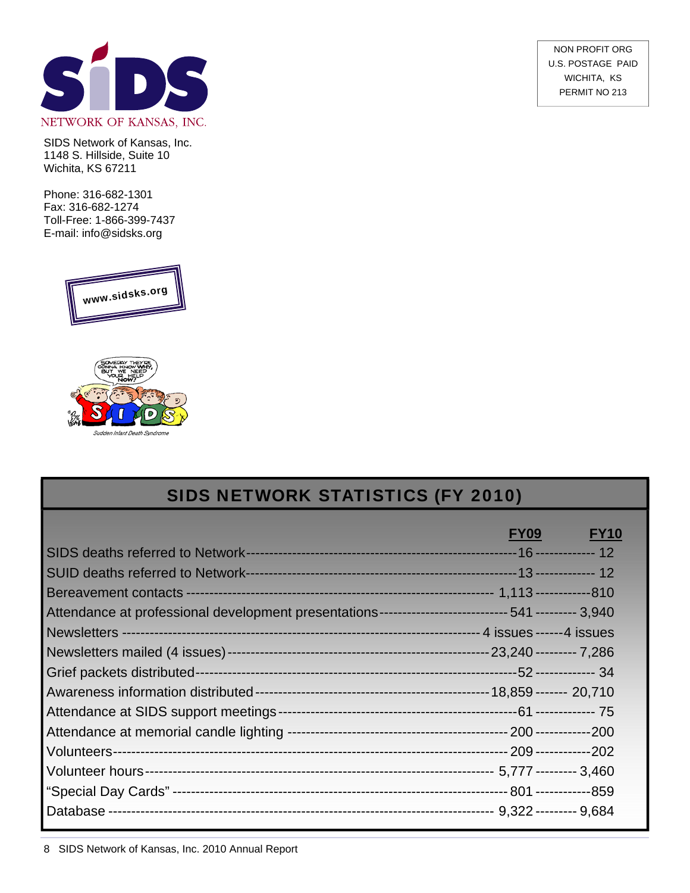SIDS

NETWORK OF KANSAS, INC.

SIDS Network of Kansas, Inc.
1148 S. Hillside, Suite 10
Wichita, KS 67211

Phone: 316-682-1301
Fax: 316-682-1274
Toll-Free: 1-866-399-7437
E-mail: info@sidsks.org

NON PROFIT ORG
U.S. POSTAGE PAID
WICHITA, KS
PERMIT NO 213

www.sidsks.org

SOMEDAY THEY'RE GONNA KNOW WHY, BUT WE NEED YOUR HELP NOW!

Sudden Infant Death Syndrome

## SIDS NETWORK STATISTICS (FY 2010)

| | FY09 | FY10 |
|---|---|---|
| SIDS deaths referred to Network | 16 | 12 |
| SUID deaths referred to Network | 13 | 12 |
| Bereavement contacts | 1,113 | 810 |
| Attendance at professional development presentations | 541 | 3,940 |
| Newsletters | 4 issues | 4 issues |
| Newsletters mailed (4 issues) | 23,240 | 7,286 |
| Grief packets distributed | 52 | 34 |
| Awareness information distributed | 18,859 | 20,710 |
| Attendance at SIDS support meetings | 61 | 75 |
| Attendance at memorial candle lighting | 200 | 200 |
| Volunteers | 209 | 202 |
| Volunteer hours | 5,777 | 3,460 |
| "Special Day Cards" | 801 | 859 |
| Database | 9,322 | 9,684 |

SIDS Network of Kansas, Inc. 2010 Annual Report